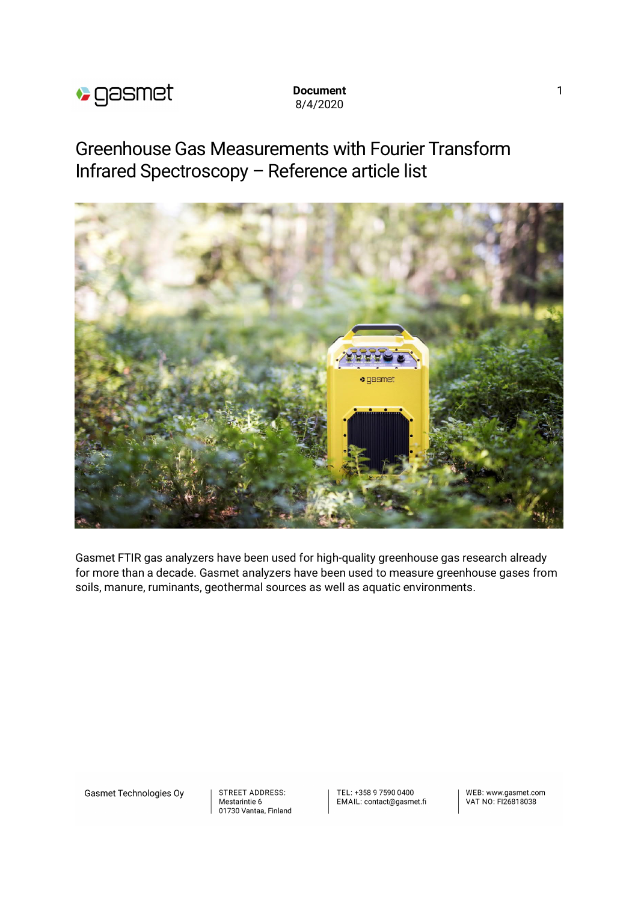**Document**
8/4/2020

# Greenhouse Gas Measurements with Fourier Transform Infrared Spectroscopy – Reference article list

Gasmet FTIR gas analyzers have been used for high-quality greenhouse gas research already for more than a decade. Gasmet analyzers have been used to measure greenhouse gases from soils, manure, ruminants, geothermal sources as well as aquatic environments.

Gasmet Technologies Oy

STREET ADDRESS:
Mestarintie 6
01730 Vantaa, Finland

TEL: +358 9 7590 0400
EMAIL: contact@gasmet.fi

WEB: www.gasmet.com
VAT NO: FI26818038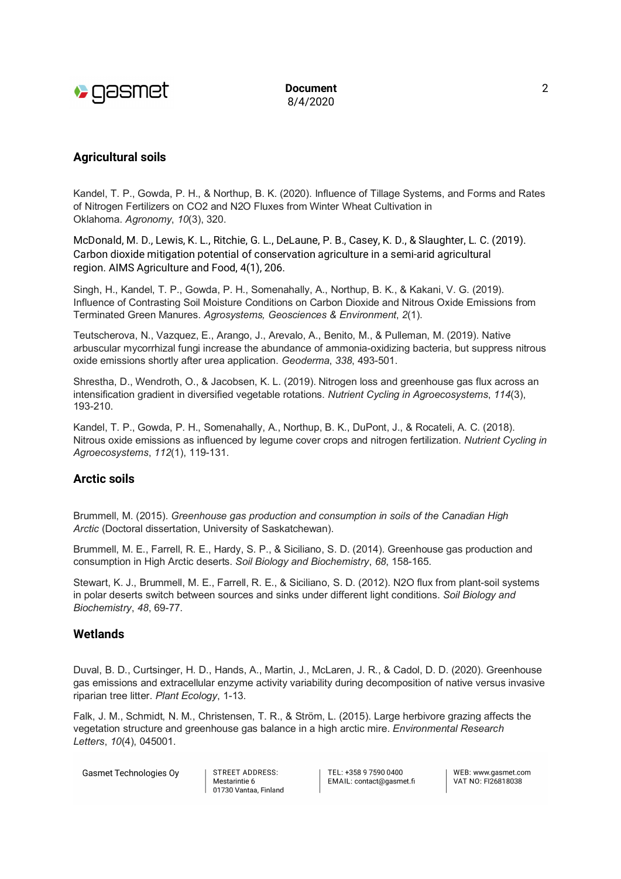## Agricultural soils

Kandel, T. P., Gowda, P. H., & Northup, B. K. (2020). Influence of Tillage Systems, and Forms and Rates of Nitrogen Fertilizers on $CO_2$ and $N_2O$ Fluxes from Winter Wheat Cultivation in Oklahoma. *Agronomy*, *10*(3), 320.

McDonald, M. D., Lewis, K. L., Ritchie, G. L., DeLaune, P. B., Casey, K. D., & Slaughter, L. C. (2019). Carbon dioxide mitigation potential of conservation agriculture in a semi-arid agricultural region. AIMS Agriculture and Food, 4(1), 206.

Singh, H., Kandel, T. P., Gowda, P. H., Somenahally, A., Northup, B. K., & Kakani, V. G. (2019). Influence of Contrasting Soil Moisture Conditions on Carbon Dioxide and Nitrous Oxide Emissions from Terminated Green Manures. *Agrosystems, Geosciences & Environment*, *2*(1).

Teutscherova, N., Vazquez, E., Arango, J., Arevalo, A., Benito, M., & Pulleman, M. (2019). Native arbuscular mycorrhizal fungi increase the abundance of ammonia-oxidizing bacteria, but suppress nitrous oxide emissions shortly after urea application. *Geoderma*, *338*, 493-501.

Shrestha, D., Wendroth, O., & Jacobsen, K. L. (2019). Nitrogen loss and greenhouse gas flux across an intensification gradient in diversified vegetable rotations. *Nutrient Cycling in Agroecosystems*, *114*(3), 193-210.

Kandel, T. P., Gowda, P. H., Somenahally, A., Northup, B. K., DuPont, J., & Rocateli, A. C. (2018). Nitrous oxide emissions as influenced by legume cover crops and nitrogen fertilization. *Nutrient Cycling in Agroecosystems*, *112*(1), 119-131.

## Arctic soils

Brummell, M. (2015). *Greenhouse gas production and consumption in soils of the Canadian High Arctic* (Doctoral dissertation, University of Saskatchewan).

Brummell, M. E., Farrell, R. E., Hardy, S. P., & Siciliano, S. D. (2014). Greenhouse gas production and consumption in High Arctic deserts. *Soil Biology and Biochemistry*, *68*, 158-165.

Stewart, K. J., Brummell, M. E., Farrell, R. E., & Siciliano, S. D. (2012). $N_2O$ flux from plant-soil systems in polar deserts switch between sources and sinks under different light conditions. *Soil Biology and Biochemistry*, *48*, 69-77.

## Wetlands

Duval, B. D., Curtsinger, H. D., Hands, A., Martin, J., McLaren, J. R., & Cadol, D. D. (2020). Greenhouse gas emissions and extracellular enzyme activity variability during decomposition of native versus invasive riparian tree litter. *Plant Ecology*, 1-13.

Falk, J. M., Schmidt, N. M., Christensen, T. R., & Ström, L. (2015). Large herbivore grazing affects the vegetation structure and greenhouse gas balance in a high arctic mire. *Environmental Research Letters*, *10*(4), 045001.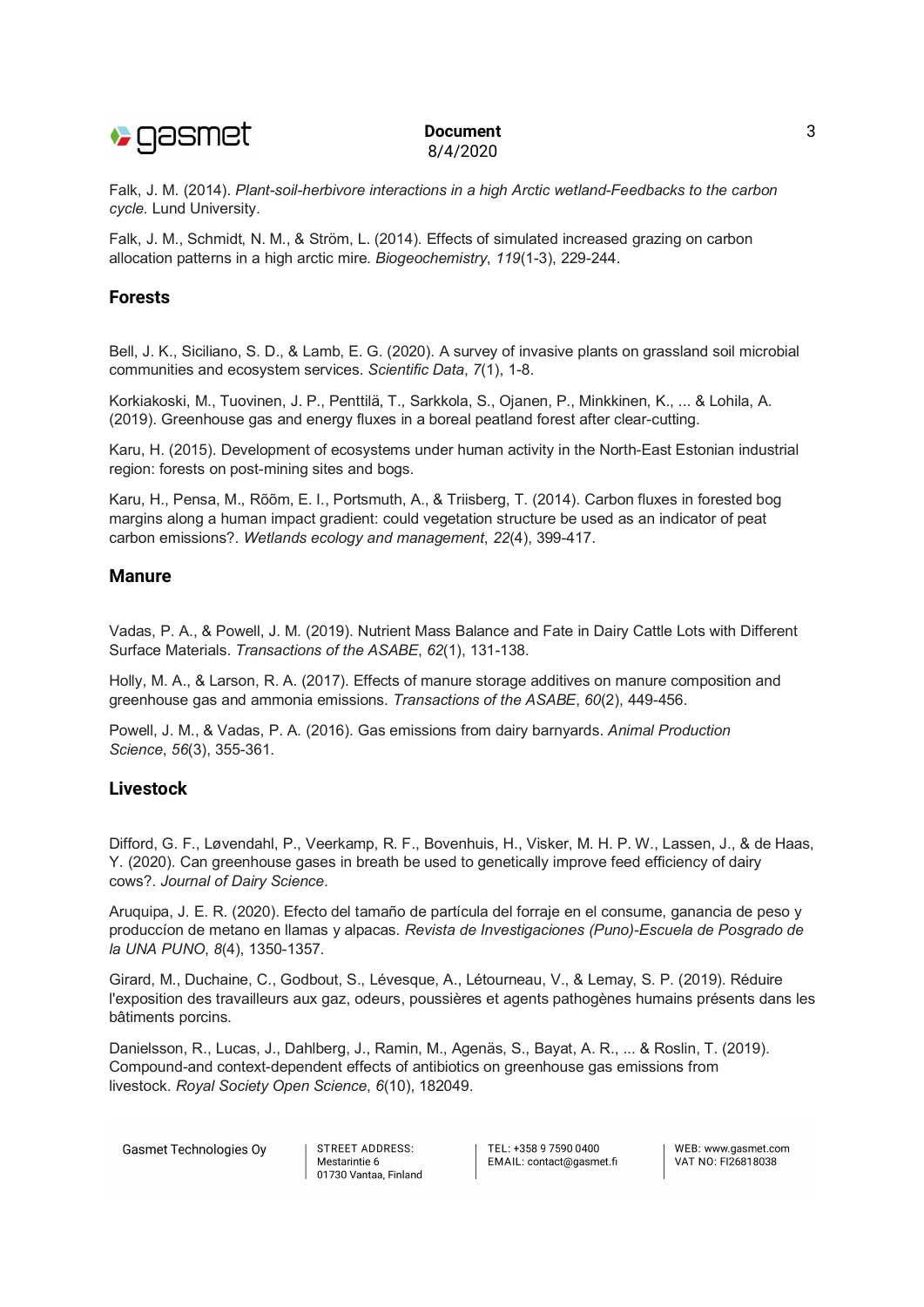Falk, J. M. (2014). *Plant-soil-herbivore interactions in a high Arctic wetland-Feedbacks to the carbon cycle*. Lund University.

Falk, J. M., Schmidt, N. M., & Ström, L. (2014). Effects of simulated increased grazing on carbon allocation patterns in a high arctic mire. *Biogeochemistry*, *119*(1-3), 229-244.

## Forests

Bell, J. K., Siciliano, S. D., & Lamb, E. G. (2020). A survey of invasive plants on grassland soil microbial communities and ecosystem services. *Scientific Data*, *7*(1), 1-8.

Korkiakoski, M., Tuovinen, J. P., Penttilä, T., Sarkkola, S., Ojanen, P., Minkkinen, K., ... & Lohila, A. (2019). Greenhouse gas and energy fluxes in a boreal peatland forest after clear-cutting.

Karu, H. (2015). Development of ecosystems under human activity in the North-East Estonian industrial region: forests on post-mining sites and bogs.

Karu, H., Pensa, M., Rõõm, E. I., Portsmuth, A., & Triisberg, T. (2014). Carbon fluxes in forested bog margins along a human impact gradient: could vegetation structure be used as an indicator of peat carbon emissions?. *Wetlands ecology and management*, *22*(4), 399-417.

## Manure

Vadas, P. A., & Powell, J. M. (2019). Nutrient Mass Balance and Fate in Dairy Cattle Lots with Different Surface Materials. *Transactions of the ASABE*, *62*(1), 131-138.

Holly, M. A., & Larson, R. A. (2017). Effects of manure storage additives on manure composition and greenhouse gas and ammonia emissions. *Transactions of the ASABE*, *60*(2), 449-456.

Powell, J. M., & Vadas, P. A. (2016). Gas emissions from dairy barnyards. *Animal Production Science*, *56*(3), 355-361.

## Livestock

Difford, G. F., Løvendahl, P., Veerkamp, R. F., Bovenhuis, H., Visker, M. H. P. W., Lassen, J., & de Haas, Y. (2020). Can greenhouse gases in breath be used to genetically improve feed efficiency of dairy cows?. *Journal of Dairy Science*.

Aruquipa, J. E. R. (2020). Efecto del tamaño de partícula del forraje en el consume, ganancia de peso y produccíon de metano en llamas y alpacas. *Revista de Investigaciones (Puno)-Escuela de Posgrado de la UNA PUNO*, *8*(4), 1350-1357.

Girard, M., Duchaine, C., Godbout, S., Lévesque, A., Létourneau, V., & Lemay, S. P. (2019). Réduire l'exposition des travailleurs aux gaz, odeurs, poussières et agents pathogènes humains présents dans les bâtiments porcins.

Danielsson, R., Lucas, J., Dahlberg, J., Ramin, M., Agenäs, S., Bayat, A. R., ... & Roslin, T. (2019). Compound-and context-dependent effects of antibiotics on greenhouse gas emissions from livestock. *Royal Society Open Science*, *6*(10), 182049.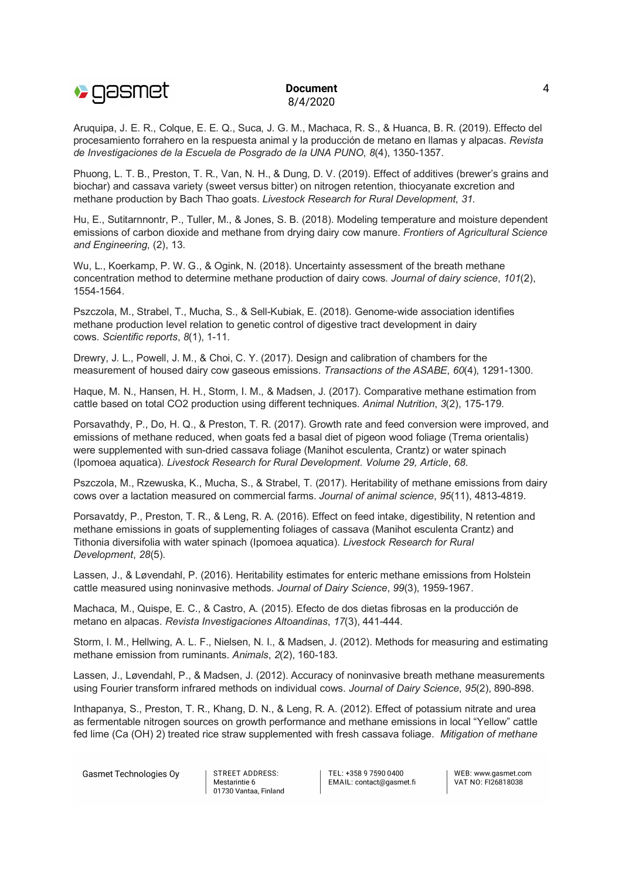Aruquipa, J. E. R., Colque, E. E. Q., Suca, J. G. M., Machaca, R. S., & Huanca, B. R. (2019). Effecto del procesamiento forrahero en la respuesta animal y la producción de metano en llamas y alpacas. *Revista de Investigaciones de la Escuela de Posgrado de la UNA PUNO*, *8*(4), 1350-1357.

Phuong, L. T. B., Preston, T. R., Van, N. H., & Dung, D. V. (2019). Effect of additives (brewer's grains and biochar) and cassava variety (sweet versus bitter) on nitrogen retention, thiocyanate excretion and methane production by Bach Thao goats. *Livestock Research for Rural Development*, *31*.

Hu, E., Sutitarnnontr, P., Tuller, M., & Jones, S. B. (2018). Modeling temperature and moisture dependent emissions of carbon dioxide and methane from drying dairy cow manure. *Frontiers of Agricultural Science and Engineering*, (2), 13.

Wu, L., Koerkamp, P. W. G., & Ogink, N. (2018). Uncertainty assessment of the breath methane concentration method to determine methane production of dairy cows. *Journal of dairy science*, *101*(2), 1554-1564.

Pszczola, M., Strabel, T., Mucha, S., & Sell-Kubiak, E. (2018). Genome-wide association identifies methane production level relation to genetic control of digestive tract development in dairy cows. *Scientific reports*, *8*(1), 1-11.

Drewry, J. L., Powell, J. M., & Choi, C. Y. (2017). Design and calibration of chambers for the measurement of housed dairy cow gaseous emissions. *Transactions of the ASABE*, *60*(4), 1291-1300.

Haque, M. N., Hansen, H. H., Storm, I. M., & Madsen, J. (2017). Comparative methane estimation from cattle based on total CO2 production using different techniques. *Animal Nutrition*, *3*(2), 175-179.

Porsavathdy, P., Do, H. Q., & Preston, T. R. (2017). Growth rate and feed conversion were improved, and emissions of methane reduced, when goats fed a basal diet of pigeon wood foliage (Trema orientalis) were supplemented with sun-dried cassava foliage (Manihot esculenta, Crantz) or water spinach (Ipomoea aquatica). *Livestock Research for Rural Development. Volume 29, Article*, *68*.

Pszczola, M., Rzewuska, K., Mucha, S., & Strabel, T. (2017). Heritability of methane emissions from dairy cows over a lactation measured on commercial farms. *Journal of animal science*, *95*(11), 4813-4819.

Porsavatdy, P., Preston, T. R., & Leng, R. A. (2016). Effect on feed intake, digestibility, N retention and methane emissions in goats of supplementing foliages of cassava (Manihot esculenta Crantz) and Tithonia diversifolia with water spinach (Ipomoea aquatica). *Livestock Research for Rural Development*, *28*(5).

Lassen, J., & Løvendahl, P. (2016). Heritability estimates for enteric methane emissions from Holstein cattle measured using noninvasive methods. *Journal of Dairy Science*, *99*(3), 1959-1967.

Machaca, M., Quispe, E. C., & Castro, A. (2015). Efecto de dos dietas fibrosas en la producción de metano en alpacas. *Revista Investigaciones Altoandinas*, *17*(3), 441-444.

Storm, I. M., Hellwing, A. L. F., Nielsen, N. I., & Madsen, J. (2012). Methods for measuring and estimating methane emission from ruminants. *Animals*, *2*(2), 160-183.

Lassen, J., Løvendahl, P., & Madsen, J. (2012). Accuracy of noninvasive breath methane measurements using Fourier transform infrared methods on individual cows. *Journal of Dairy Science*, *95*(2), 890-898.

Inthapanya, S., Preston, T. R., Khang, D. N., & Leng, R. A. (2012). Effect of potassium nitrate and urea as fermentable nitrogen sources on growth performance and methane emissions in local "Yellow" cattle fed lime (Ca (OH) 2) treated rice straw supplemented with fresh cassava foliage. *Mitigation of methane*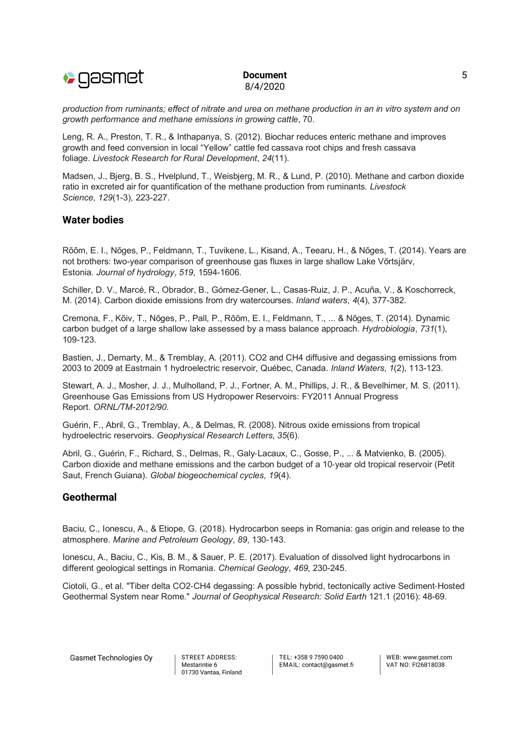*production from ruminants; effect of nitrate and urea on methane production in an in vitro system and on growth performance and methane emissions in growing cattle*, 70.

Leng, R. A., Preston, T. R., & Inthapanya, S. (2012). Biochar reduces enteric methane and improves growth and feed conversion in local "Yellow" cattle fed cassava root chips and fresh cassava foliage. *Livestock Research for Rural Development*, *24*(11).

Madsen, J., Bjerg, B. S., Hvelplund, T., Weisbjerg, M. R., & Lund, P. (2010). Methane and carbon dioxide ratio in excreted air for quantification of the methane production from ruminants. *Livestock Science*, *129*(1-3), 223-227.

## Water bodies

Rõõm, E. I., Nõges, P., Feldmann, T., Tuvikene, L., Kisand, A., Teearu, H., & Nõges, T. (2014). Years are not brothers: two-year comparison of greenhouse gas fluxes in large shallow Lake Võrtsjärv, Estonia. *Journal of hydrology*, *519*, 1594-1606.

Schiller, D. V., Marcé, R., Obrador, B., Gómez-Gener, L., Casas-Ruiz, J. P., Acuña, V., & Koschorreck, M. (2014). Carbon dioxide emissions from dry watercourses. *Inland waters*, *4*(4), 377-382.

Cremona, F., Kõiv, T., Nõges, P., Pall, P., Rõõm, E. I., Feldmann, T., ... & Nõges, T. (2014). Dynamic carbon budget of a large shallow lake assessed by a mass balance approach. *Hydrobiologia*, *731*(1), 109-123.

Bastien, J., Demarty, M., & Tremblay, A. (2011). CO2 and CH4 diffusive and degassing emissions from 2003 to 2009 at Eastmain 1 hydroelectric reservoir, Québec, Canada. *Inland Waters*, *1*(2), 113-123.

Stewart, A. J., Mosher, J. J., Mulholland, P. J., Fortner, A. M., Phillips, J. R., & Bevelhimer, M. S. (2011). Greenhouse Gas Emissions from US Hydropower Reservoirs: FY2011 Annual Progress Report. *ORNL/TM-2012/90*.

Guérin, F., Abril, G., Tremblay, A., & Delmas, R. (2008). Nitrous oxide emissions from tropical hydroelectric reservoirs. *Geophysical Research Letters*, *35*(6).

Abril, G., Guérin, F., Richard, S., Delmas, R., Galy-Lacaux, C., Gosse, P., ... & Matvienko, B. (2005). Carbon dioxide and methane emissions and the carbon budget of a 10-year old tropical reservoir (Petit Saut, French Guiana). *Global biogeochemical cycles*, *19*(4).

## Geothermal

Baciu, C., Ionescu, A., & Etiope, G. (2018). Hydrocarbon seeps in Romania: gas origin and release to the atmosphere. *Marine and Petroleum Geology*, *89*, 130-143.

Ionescu, A., Baciu, C., Kis, B. M., & Sauer, P. E. (2017). Evaluation of dissolved light hydrocarbons in different geological settings in Romania. *Chemical Geology*, *469*, 230-245.

Ciotoli, G., et al. "Tiber delta CO2-CH4 degassing: A possible hybrid, tectonically active Sediment-Hosted Geothermal System near Rome." *Journal of Geophysical Research: Solid Earth* 121.1 (2016): 48-69.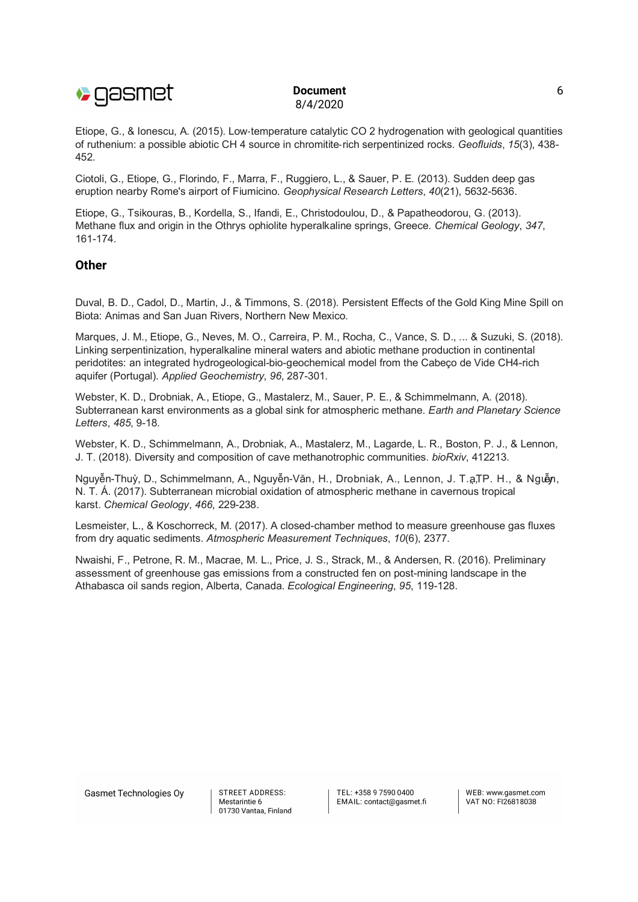Etiope, G., & Ionescu, A. (2015). Low-temperature catalytic CO 2 hydrogenation with geological quantities of ruthenium: a possible abiotic CH 4 source in chromitite-rich serpentinized rocks. *Geofluids*, *15*(3), 438-452.

Ciotoli, G., Etiope, G., Florindo, F., Marra, F., Ruggiero, L., & Sauer, P. E. (2013). Sudden deep gas eruption nearby Rome's airport of Fiumicino. *Geophysical Research Letters*, *40*(21), 5632-5636.

Etiope, G., Tsikouras, B., Kordella, S., Ifandi, E., Christodoulou, D., & Papatheodorou, G. (2013). Methane flux and origin in the Othrys ophiolite hyperalkaline springs, Greece. *Chemical Geology*, *347*, 161-174.

## Other

Duval, B. D., Cadol, D., Martin, J., & Timmons, S. (2018). Persistent Effects of the Gold King Mine Spill on Biota: Animas and San Juan Rivers, Northern New Mexico.

Marques, J. M., Etiope, G., Neves, M. O., Carreira, P. M., Rocha, C., Vance, S. D., ... & Suzuki, S. (2018). Linking serpentinization, hyperalkaline mineral waters and abiotic methane production in continental peridotites: an integrated hydrogeological-bio-geochemical model from the Cabeço de Vide CH4-rich aquifer (Portugal). *Applied Geochemistry*, *96*, 287-301.

Webster, K. D., Drobniak, A., Etiope, G., Mastalerz, M., Sauer, P. E., & Schimmelmann, A. (2018). Subterranean karst environments as a global sink for atmospheric methane. *Earth and Planetary Science Letters*, *485*, 9-18.

Webster, K. D., Schimmelmann, A., Drobniak, A., Mastalerz, M., Lagarde, L. R., Boston, P. J., & Lennon, J. T. (2018). Diversity and composition of cave methanotrophic communities. *bioRxiv*, 412213.

Nguyễn-Thuỳ, D., Schimmelmann, A., Nguyễn-Văn, H., Drobniak, A., Lennon, J. T., Tạ, P. H., & Nguyễn, N. T. Á. (2017). Subterranean microbial oxidation of atmospheric methane in cavernous tropical karst. *Chemical Geology*, *466*, 229-238.

Lesmeister, L., & Koschorreck, M. (2017). A closed-chamber method to measure greenhouse gas fluxes from dry aquatic sediments. *Atmospheric Measurement Techniques*, *10*(6), 2377.

Nwaishi, F., Petrone, R. M., Macrae, M. L., Price, J. S., Strack, M., & Andersen, R. (2016). Preliminary assessment of greenhouse gas emissions from a constructed fen on post-mining landscape in the Athabasca oil sands region, Alberta, Canada. *Ecological Engineering*, *95*, 119-128.